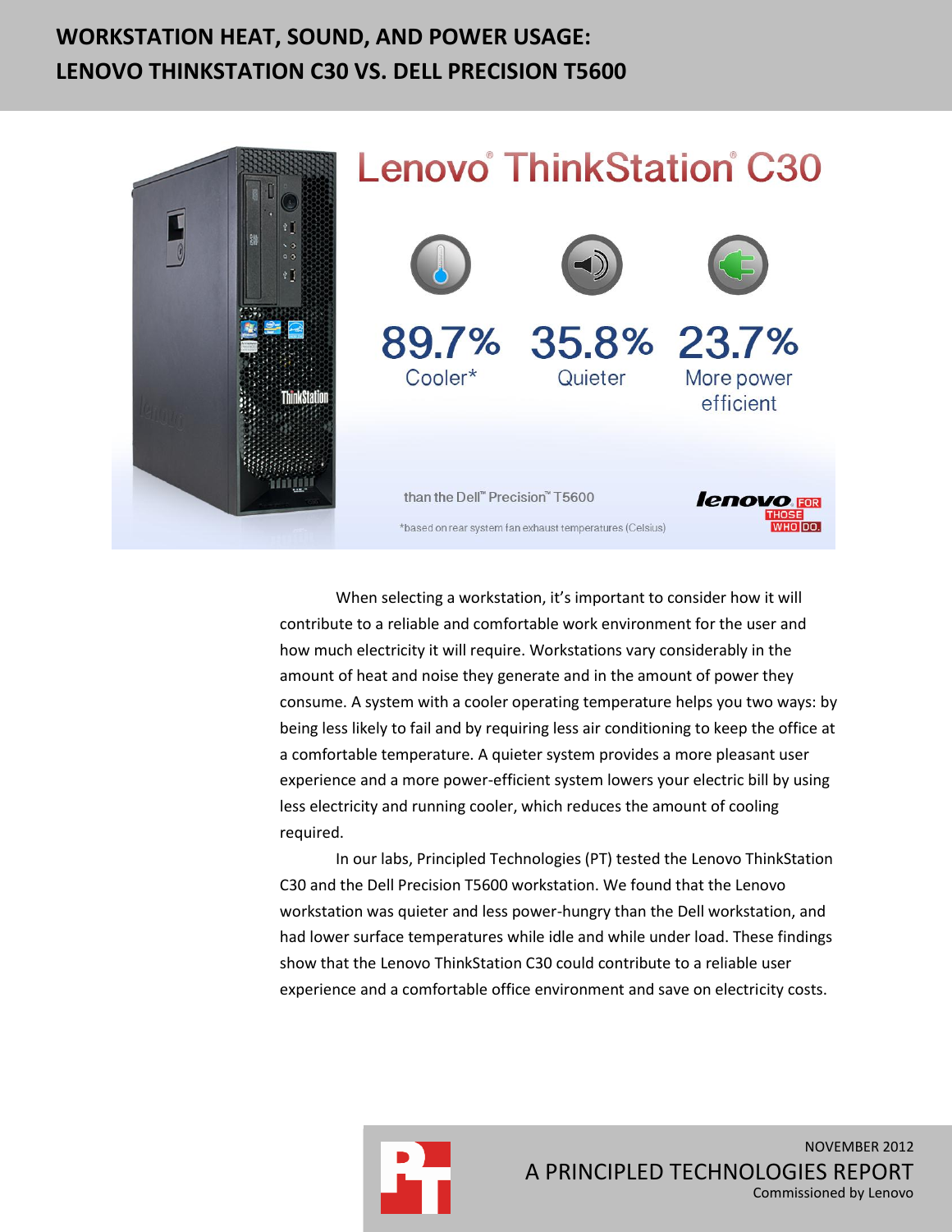# WORKSTATION HEAT, SOUND, AND POWER USAGE: LENOVO THINKSTATION C30 VS. DELL PRECISION T5600

## Lenovo® ThinkStation® C30

**89.7%** Cooler*

**35.8%** Quieter

**23.7%** More power efficient

than the Dell™ Precision™ T5600

*based on rear system fan exhaust temperatures (Celsius)

lenovo FOR THOSE WHO DO.

When selecting a workstation, it's important to consider how it will contribute to a reliable and comfortable work environment for the user and how much electricity it will require. Workstations vary considerably in the amount of heat and noise they generate and in the amount of power they consume. A system with a cooler operating temperature helps you two ways: by being less likely to fail and by requiring less air conditioning to keep the office at a comfortable temperature. A quieter system provides a more pleasant user experience and a more power-efficient system lowers your electric bill by using less electricity and running cooler, which reduces the amount of cooling required.

In our labs, Principled Technologies (PT) tested the Lenovo ThinkStation C30 and the Dell Precision T5600 workstation. We found that the Lenovo workstation was quieter and less power-hungry than the Dell workstation, and had lower surface temperatures while idle and while under load. These findings show that the Lenovo ThinkStation C30 could contribute to a reliable user experience and a comfortable office environment and save on electricity costs.

NOVEMBER 2012

A PRINCIPLED TECHNOLOGIES REPORT

Commissioned by Lenovo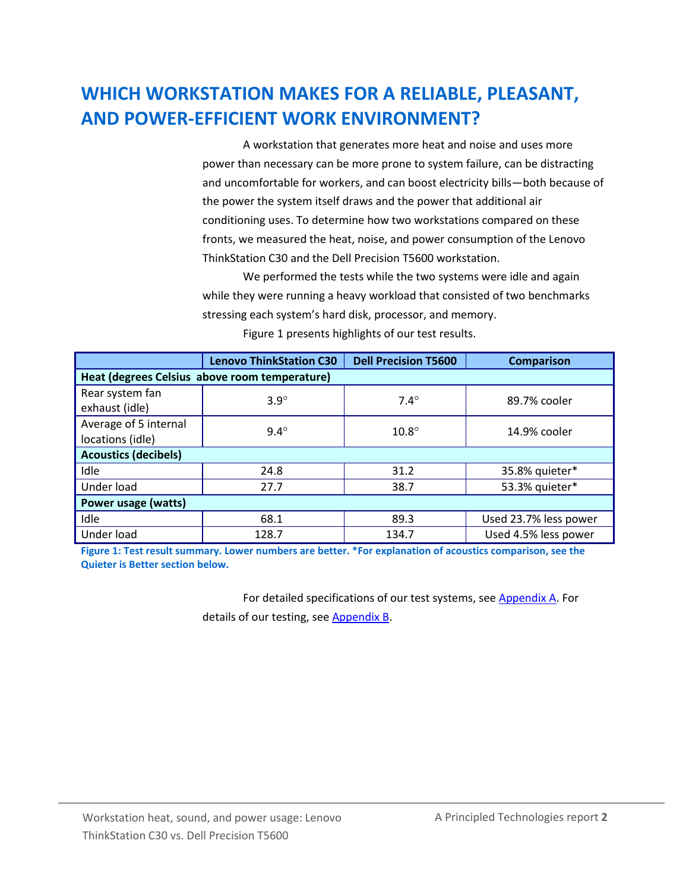# WHICH WORKSTATION MAKES FOR A RELIABLE, PLEASANT, AND POWER-EFFICIENT WORK ENVIRONMENT?

A workstation that generates more heat and noise and uses more power than necessary can be more prone to system failure, can be distracting and uncomfortable for workers, and can boost electricity bills—both because of the power the system itself draws and the power that additional air conditioning uses. To determine how two workstations compared on these fronts, we measured the heat, noise, and power consumption of the Lenovo ThinkStation C30 and the Dell Precision T5600 workstation.

We performed the tests while the two systems were idle and again while they were running a heavy workload that consisted of two benchmarks stressing each system's hard disk, processor, and memory.

Figure 1 presents highlights of our test results.

| | Lenovo ThinkStation C30 | Dell Precision T5600 | Comparison |
|---|---|---|---|
| **Heat (degrees Celsius above room temperature)** | | | |
| Rear system fan exhaust (idle) | 3.9° | 7.4° | 89.7% cooler |
| Average of 5 internal locations (idle) | 9.4° | 10.8° | 14.9% cooler |
| **Acoustics (decibels)** | | | |
| Idle | 24.8 | 31.2 | 35.8% quieter* |
| Under load | 27.7 | 38.7 | 53.3% quieter* |
| **Power usage (watts)** | | | |
| Idle | 68.1 | 89.3 | Used 23.7% less power |
| Under load | 128.7 | 134.7 | Used 4.5% less power |

**Figure 1: Test result summary. Lower numbers are better. *For explanation of acoustics comparison, see the Quieter is Better section below.**

For detailed specifications of our test systems, see Appendix A. For details of our testing, see Appendix B.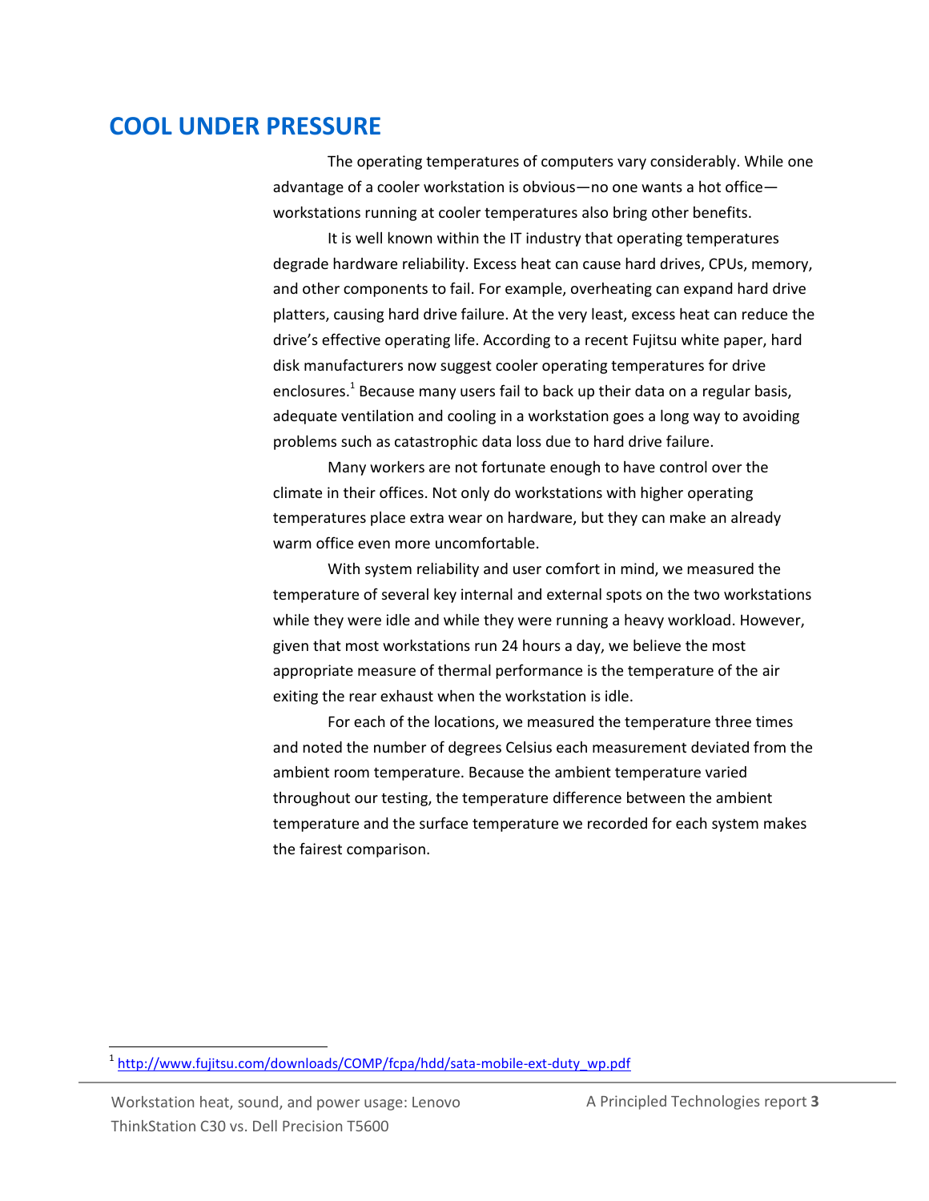## COOL UNDER PRESSURE

The operating temperatures of computers vary considerably. While one advantage of a cooler workstation is obvious—no one wants a hot office—workstations running at cooler temperatures also bring other benefits.

It is well known within the IT industry that operating temperatures degrade hardware reliability. Excess heat can cause hard drives, CPUs, memory, and other components to fail. For example, overheating can expand hard drive platters, causing hard drive failure. At the very least, excess heat can reduce the drive's effective operating life. According to a recent Fujitsu white paper, hard disk manufacturers now suggest cooler operating temperatures for drive enclosures.[1] Because many users fail to back up their data on a regular basis, adequate ventilation and cooling in a workstation goes a long way to avoiding problems such as catastrophic data loss due to hard drive failure.

Many workers are not fortunate enough to have control over the climate in their offices. Not only do workstations with higher operating temperatures place extra wear on hardware, but they can make an already warm office even more uncomfortable.

With system reliability and user comfort in mind, we measured the temperature of several key internal and external spots on the two workstations while they were idle and while they were running a heavy workload. However, given that most workstations run 24 hours a day, we believe the most appropriate measure of thermal performance is the temperature of the air exiting the rear exhaust when the workstation is idle.

For each of the locations, we measured the temperature three times and noted the number of degrees Celsius each measurement deviated from the ambient room temperature. Because the ambient temperature varied throughout our testing, the temperature difference between the ambient temperature and the surface temperature we recorded for each system makes the fairest comparison.

---

[1] http://www.fujitsu.com/downloads/COMP/fcpa/hdd/sata-mobile-ext-duty_wp.pdf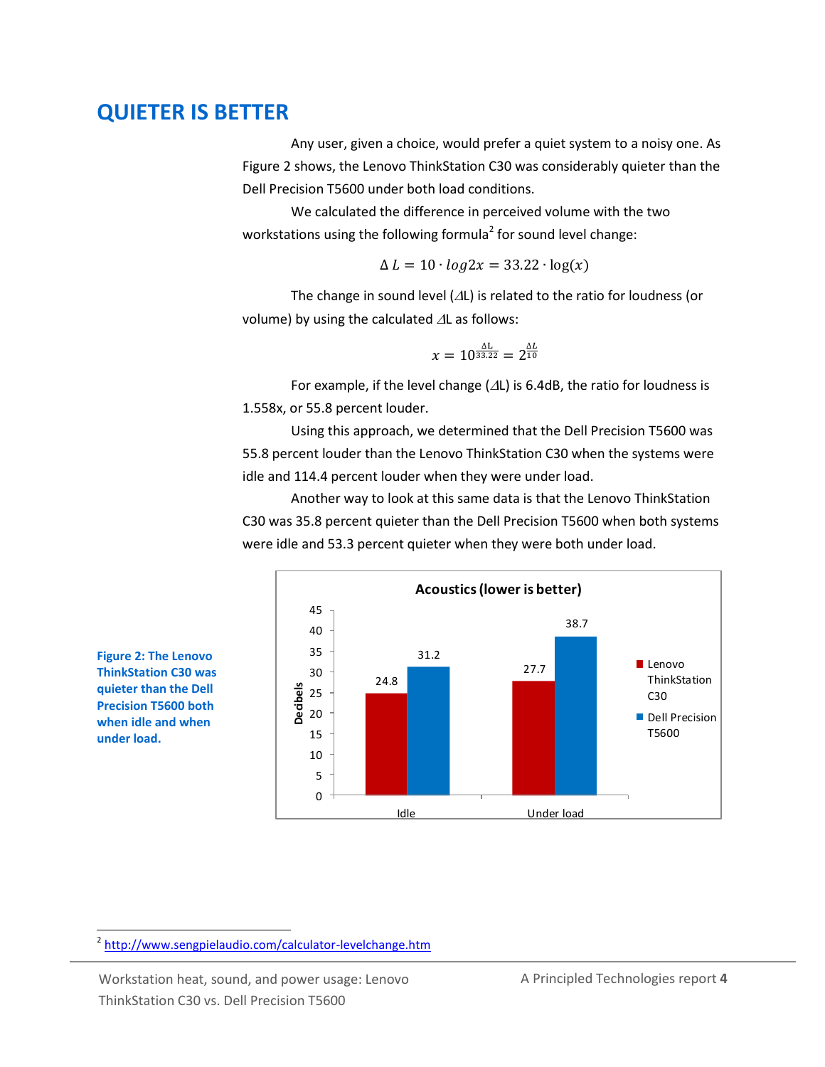# QUIETER IS BETTER

Any user, given a choice, would prefer a quiet system to a noisy one. As Figure 2 shows, the Lenovo ThinkStation C30 was considerably quieter than the Dell Precision T5600 under both load conditions.

We calculated the difference in perceived volume with the two workstations using the following formula[2] for sound level change:

$$\Delta L = 10 \cdot log2x = 33.22 \cdot \log(x)$$

The change in sound level ($\Delta$L) is related to the ratio for loudness (or volume) by using the calculated $\Delta$L as follows:

$$x = 10^{\frac{\Delta L}{33.22}} = 2^{\frac{\Delta L}{10}}$$

For example, if the level change ($\Delta$L) is 6.4dB, the ratio for loudness is 1.558x, or 55.8 percent louder.

Using this approach, we determined that the Dell Precision T5600 was 55.8 percent louder than the Lenovo ThinkStation C30 when the systems were idle and 114.4 percent louder when they were under load.

Another way to look at this same data is that the Lenovo ThinkStation C30 was 35.8 percent quieter than the Dell Precision T5600 when both systems were idle and 53.3 percent quieter when they were both under load.

**Acoustics (lower is better)**

| Decibels | Lenovo ThinkStation C30 | Dell Precision T5600 |
|---|---|---|
| Idle | 24.8 | 31.2 |
| Under load | 27.7 | 38.7 |

**Figure 2: The Lenovo ThinkStation C30 was quieter than the Dell Precision T5600 both when idle and when under load.**

[2] http://www.sengpielaudio.com/calculator-levelchange.htm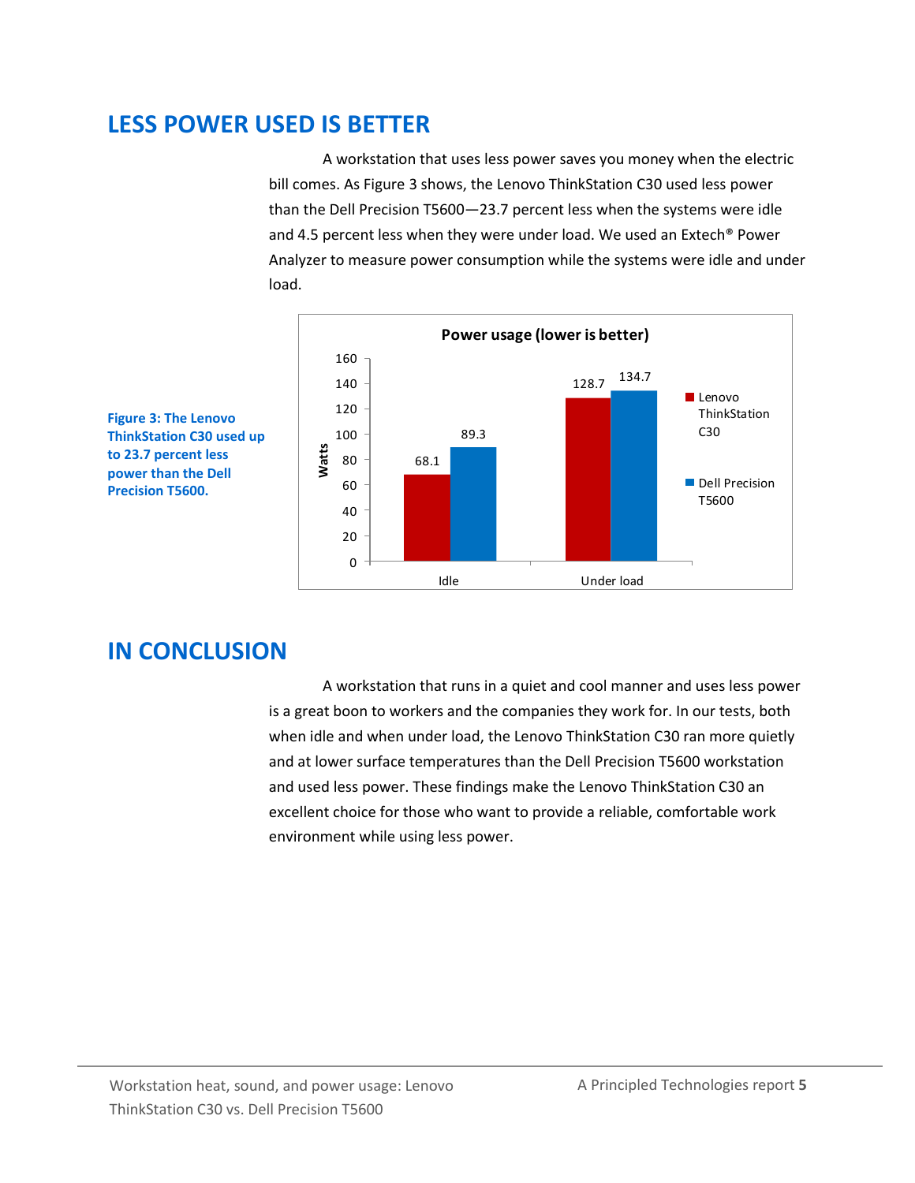## LESS POWER USED IS BETTER

A workstation that uses less power saves you money when the electric bill comes. As Figure 3 shows, the Lenovo ThinkStation C30 used less power than the Dell Precision T5600—23.7 percent less when the systems were idle and 4.5 percent less when they were under load. We used an Extech® Power Analyzer to measure power consumption while the systems were idle and under load.

**Power usage (lower is better)**

| Watts | Lenovo ThinkStation C30 | Dell Precision T5600 |
|---|---|---|
| Idle | 68.1 | 89.3 |
| Under load | 128.7 | 134.7 |

**Figure 3: The Lenovo ThinkStation C30 used up to 23.7 percent less power than the Dell Precision T5600.**

## IN CONCLUSION

A workstation that runs in a quiet and cool manner and uses less power is a great boon to workers and the companies they work for. In our tests, both when idle and when under load, the Lenovo ThinkStation C30 ran more quietly and at lower surface temperatures than the Dell Precision T5600 workstation and used less power. These findings make the Lenovo ThinkStation C30 an excellent choice for those who want to provide a reliable, comfortable work environment while using less power.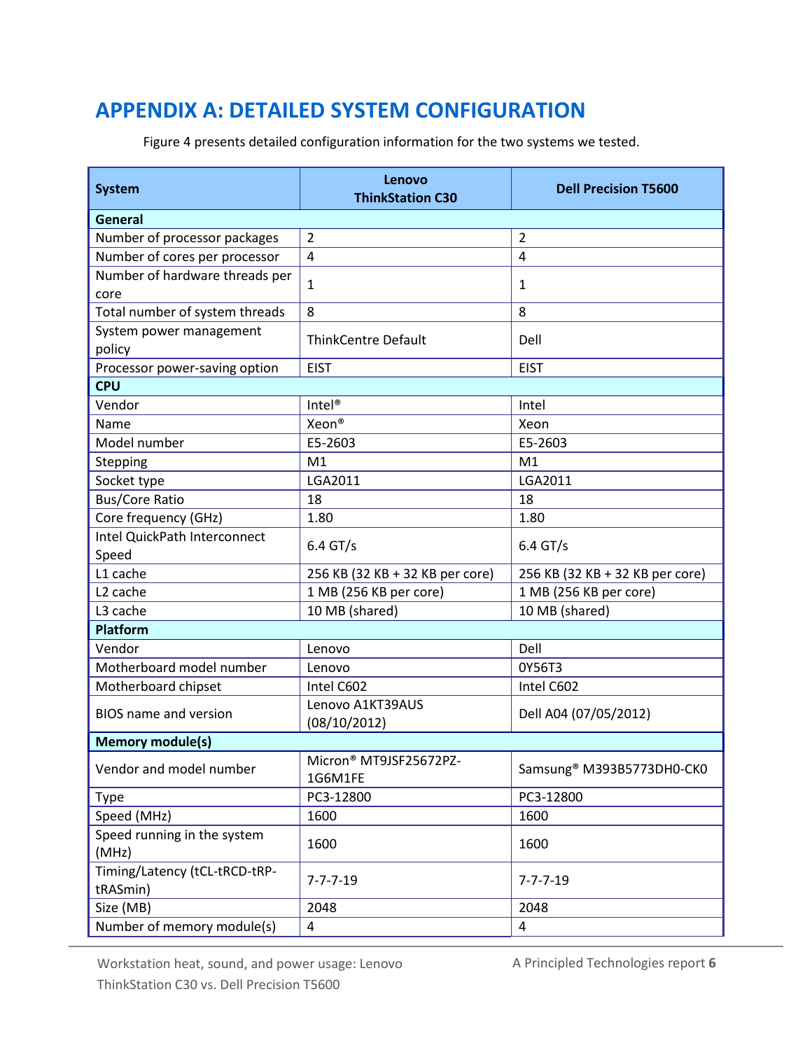# APPENDIX A: DETAILED SYSTEM CONFIGURATION

Figure 4 presents detailed configuration information for the two systems we tested.

| System | Lenovo ThinkStation C30 | Dell Precision T5600 |
|---|---|---|
| **General** | | |
| Number of processor packages | 2 | 2 |
| Number of cores per processor | 4 | 4 |
| Number of hardware threads per core | 1 | 1 |
| Total number of system threads | 8 | 8 |
| System power management policy | ThinkCentre Default | Dell |
| Processor power-saving option | EIST | EIST |
| **CPU** | | |
| Vendor | Intel® | Intel |
| Name | Xeon® | Xeon |
| Model number | E5-2603 | E5-2603 |
| Stepping | M1 | M1 |
| Socket type | LGA2011 | LGA2011 |
| Bus/Core Ratio | 18 | 18 |
| Core frequency (GHz) | 1.80 | 1.80 |
| Intel QuickPath Interconnect Speed | 6.4 GT/s | 6.4 GT/s |
| L1 cache | 256 KB (32 KB + 32 KB per core) | 256 KB (32 KB + 32 KB per core) |
| L2 cache | 1 MB (256 KB per core) | 1 MB (256 KB per core) |
| L3 cache | 10 MB (shared) | 10 MB (shared) |
| **Platform** | | |
| Vendor | Lenovo | Dell |
| Motherboard model number | Lenovo | 0Y56T3 |
| Motherboard chipset | Intel C602 | Intel C602 |
| BIOS name and version | Lenovo A1KT39AUS (08/10/2012) | Dell A04 (07/05/2012) |
| **Memory module(s)** | | |
| Vendor and model number | Micron® MT9JSF25672PZ-1G6M1FE | Samsung® M393B5773DH0-CK0 |
| Type | PC3-12800 | PC3-12800 |
| Speed (MHz) | 1600 | 1600 |
| Speed running in the system (MHz) | 1600 | 1600 |
| Timing/Latency (tCL-tRCD-tRP-tRASmin) | 7-7-7-19 | 7-7-7-19 |
| Size (MB) | 2048 | 2048 |
| Number of memory module(s) | 4 | 4 |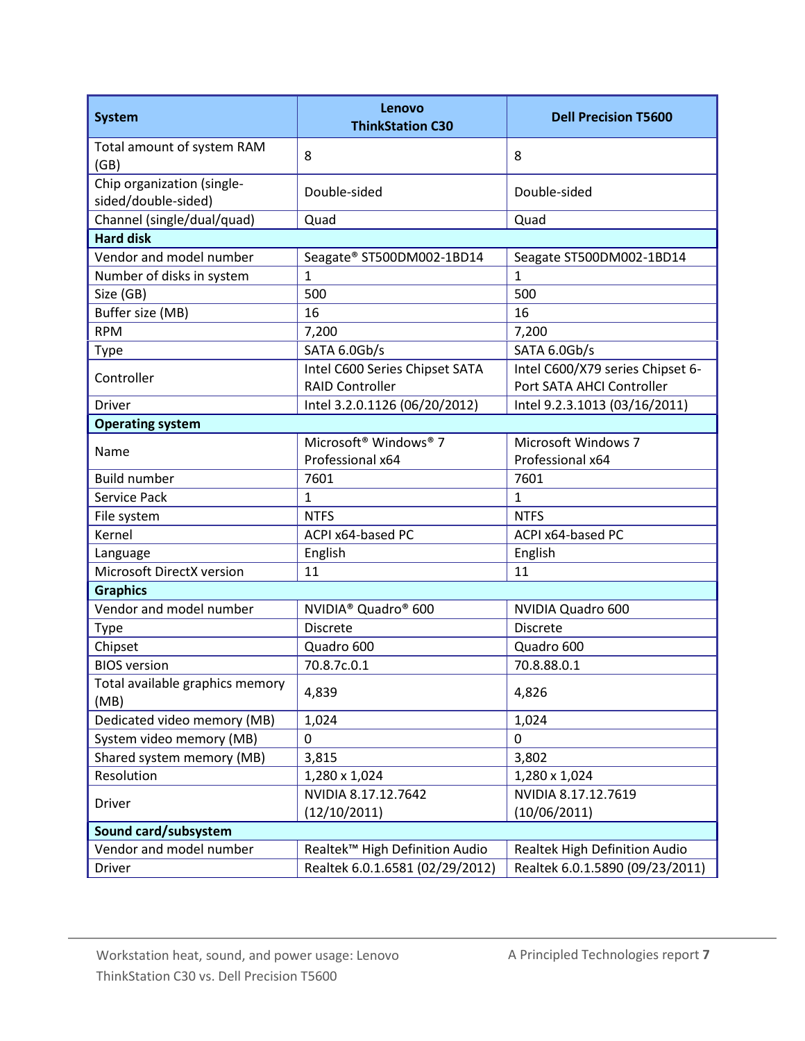| System | Lenovo ThinkStation C30 | Dell Precision T5600 |
| --- | --- | --- |
| Total amount of system RAM (GB) | 8 | 8 |
| Chip organization (single-sided/double-sided) | Double-sided | Double-sided |
| Channel (single/dual/quad) | Quad | Quad |
| **Hard disk** | | |
| Vendor and model number | Seagate® ST500DM002-1BD14 | Seagate ST500DM002-1BD14 |
| Number of disks in system | 1 | 1 |
| Size (GB) | 500 | 500 |
| Buffer size (MB) | 16 | 16 |
| RPM | 7,200 | 7,200 |
| Type | SATA 6.0Gb/s | SATA 6.0Gb/s |
| Controller | Intel C600 Series Chipset SATA RAID Controller | Intel C600/X79 series Chipset 6-Port SATA AHCI Controller |
| Driver | Intel 3.2.0.1126 (06/20/2012) | Intel 9.2.3.1013 (03/16/2011) |
| **Operating system** | | |
| Name | Microsoft® Windows® 7 Professional x64 | Microsoft Windows 7 Professional x64 |
| Build number | 7601 | 7601 |
| Service Pack | 1 | 1 |
| File system | NTFS | NTFS |
| Kernel | ACPI x64-based PC | ACPI x64-based PC |
| Language | English | English |
| Microsoft DirectX version | 11 | 11 |
| **Graphics** | | |
| Vendor and model number | NVIDIA® Quadro® 600 | NVIDIA Quadro 600 |
| Type | Discrete | Discrete |
| Chipset | Quadro 600 | Quadro 600 |
| BIOS version | 70.8.7c.0.1 | 70.8.88.0.1 |
| Total available graphics memory (MB) | 4,839 | 4,826 |
| Dedicated video memory (MB) | 1,024 | 1,024 |
| System video memory (MB) | 0 | 0 |
| Shared system memory (MB) | 3,815 | 3,802 |
| Resolution | 1,280 x 1,024 | 1,280 x 1,024 |
| Driver | NVIDIA 8.17.12.7642 (12/10/2011) | NVIDIA 8.17.12.7619 (10/06/2011) |
| **Sound card/subsystem** | | |
| Vendor and model number | Realtek™ High Definition Audio | Realtek High Definition Audio |
| Driver | Realtek 6.0.1.6581 (02/29/2012) | Realtek 6.0.1.5890 (09/23/2011) |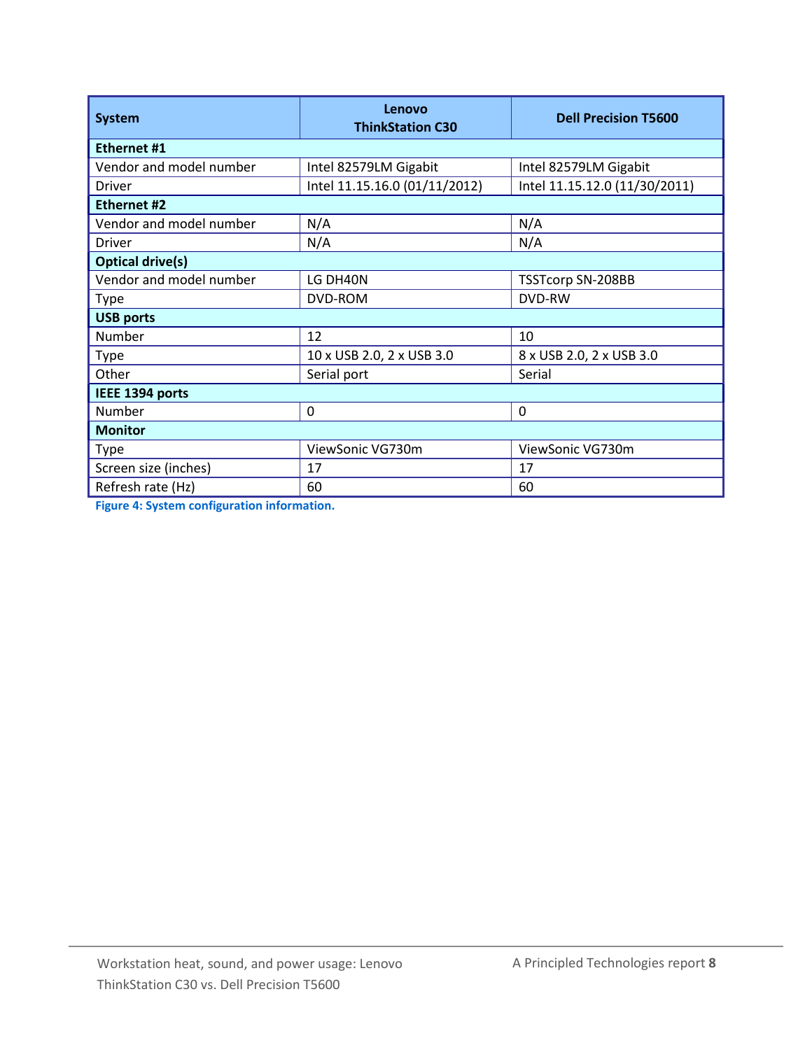| System | Lenovo ThinkStation C30 | Dell Precision T5600 |
| --- | --- | --- |
| **Ethernet #1** | | |
| Vendor and model number | Intel 82579LM Gigabit | Intel 82579LM Gigabit |
| Driver | Intel 11.15.16.0 (01/11/2012) | Intel 11.15.12.0 (11/30/2011) |
| **Ethernet #2** | | |
| Vendor and model number | N/A | N/A |
| Driver | N/A | N/A |
| **Optical drive(s)** | | |
| Vendor and model number | LG DH40N | TSSTcorp SN-208BB |
| Type | DVD-ROM | DVD-RW |
| **USB ports** | | |
| Number | 12 | 10 |
| Type | 10 x USB 2.0, 2 x USB 3.0 | 8 x USB 2.0, 2 x USB 3.0 |
| Other | Serial port | Serial |
| **IEEE 1394 ports** | | |
| Number | 0 | 0 |
| **Monitor** | | |
| Type | ViewSonic VG730m | ViewSonic VG730m |
| Screen size (inches) | 17 | 17 |
| Refresh rate (Hz) | 60 | 60 |

**Figure 4: System configuration information.**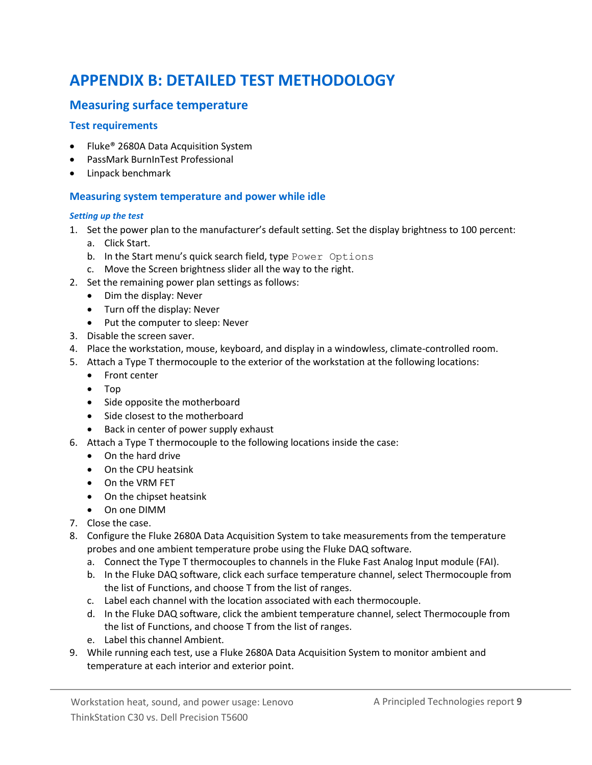# APPENDIX B: DETAILED TEST METHODOLOGY

## Measuring surface temperature

### Test requirements

- Fluke® 2680A Data Acquisition System
- PassMark BurnInTest Professional
- Linpack benchmark

### Measuring system temperature and power while idle

#### *Setting up the test*

1. Set the power plan to the manufacturer's default setting. Set the display brightness to 100 percent:
   a. Click Start.
   b. In the Start menu's quick search field, type `Power Options`
   c. Move the Screen brightness slider all the way to the right.
2. Set the remaining power plan settings as follows:
   - Dim the display: Never
   - Turn off the display: Never
   - Put the computer to sleep: Never
3. Disable the screen saver.
4. Place the workstation, mouse, keyboard, and display in a windowless, climate-controlled room.
5. Attach a Type T thermocouple to the exterior of the workstation at the following locations:
   - Front center
   - Top
   - Side opposite the motherboard
   - Side closest to the motherboard
   - Back in center of power supply exhaust
6. Attach a Type T thermocouple to the following locations inside the case:
   - On the hard drive
   - On the CPU heatsink
   - On the VRM FET
   - On the chipset heatsink
   - On one DIMM
7. Close the case.
8. Configure the Fluke 2680A Data Acquisition System to take measurements from the temperature probes and one ambient temperature probe using the Fluke DAQ software.
   a. Connect the Type T thermocouples to channels in the Fluke Fast Analog Input module (FAI).
   b. In the Fluke DAQ software, click each surface temperature channel, select Thermocouple from the list of Functions, and choose T from the list of ranges.
   c. Label each channel with the location associated with each thermocouple.
   d. In the Fluke DAQ software, click the ambient temperature channel, select Thermocouple from the list of Functions, and choose T from the list of ranges.
   e. Label this channel Ambient.
9. While running each test, use a Fluke 2680A Data Acquisition System to monitor ambient and temperature at each interior and exterior point.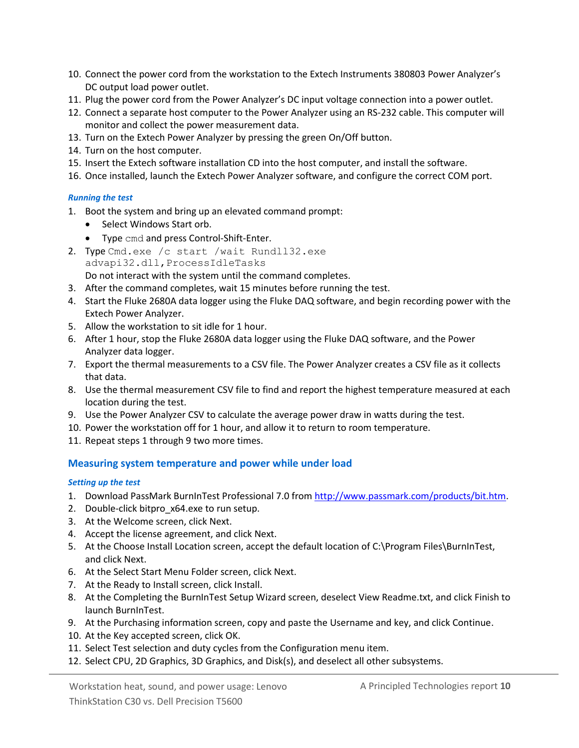10. Connect the power cord from the workstation to the Extech Instruments 380803 Power Analyzer's DC output load power outlet.
11. Plug the power cord from the Power Analyzer's DC input voltage connection into a power outlet.
12. Connect a separate host computer to the Power Analyzer using an RS-232 cable. This computer will monitor and collect the power measurement data.
13. Turn on the Extech Power Analyzer by pressing the green On/Off button.
14. Turn on the host computer.
15. Insert the Extech software installation CD into the host computer, and install the software.
16. Once installed, launch the Extech Power Analyzer software, and configure the correct COM port.

#### *Running the test*

1. Boot the system and bring up an elevated command prompt:
   - Select Windows Start orb.
   - Type `cmd` and press Control-Shift-Enter.
2. Type `Cmd.exe /c start /wait Rundll32.exe advapi32.dll,ProcessIdleTasks`
   Do not interact with the system until the command completes.
3. After the command completes, wait 15 minutes before running the test.
4. Start the Fluke 2680A data logger using the Fluke DAQ software, and begin recording power with the Extech Power Analyzer.
5. Allow the workstation to sit idle for 1 hour.
6. After 1 hour, stop the Fluke 2680A data logger using the Fluke DAQ software, and the Power Analyzer data logger.
7. Export the thermal measurements to a CSV file. The Power Analyzer creates a CSV file as it collects that data.
8. Use the thermal measurement CSV file to find and report the highest temperature measured at each location during the test.
9. Use the Power Analyzer CSV to calculate the average power draw in watts during the test.
10. Power the workstation off for 1 hour, and allow it to return to room temperature.
11. Repeat steps 1 through 9 two more times.

### Measuring system temperature and power while under load

#### *Setting up the test*

1. Download PassMark BurnInTest Professional 7.0 from http://www.passmark.com/products/bit.htm.
2. Double-click bitpro_x64.exe to run setup.
3. At the Welcome screen, click Next.
4. Accept the license agreement, and click Next.
5. At the Choose Install Location screen, accept the default location of C:\Program Files\BurnInTest, and click Next.
6. At the Select Start Menu Folder screen, click Next.
7. At the Ready to Install screen, click Install.
8. At the Completing the BurnInTest Setup Wizard screen, deselect View Readme.txt, and click Finish to launch BurnInTest.
9. At the Purchasing information screen, copy and paste the Username and key, and click Continue.
10. At the Key accepted screen, click OK.
11. Select Test selection and duty cycles from the Configuration menu item.
12. Select CPU, 2D Graphics, 3D Graphics, and Disk(s), and deselect all other subsystems.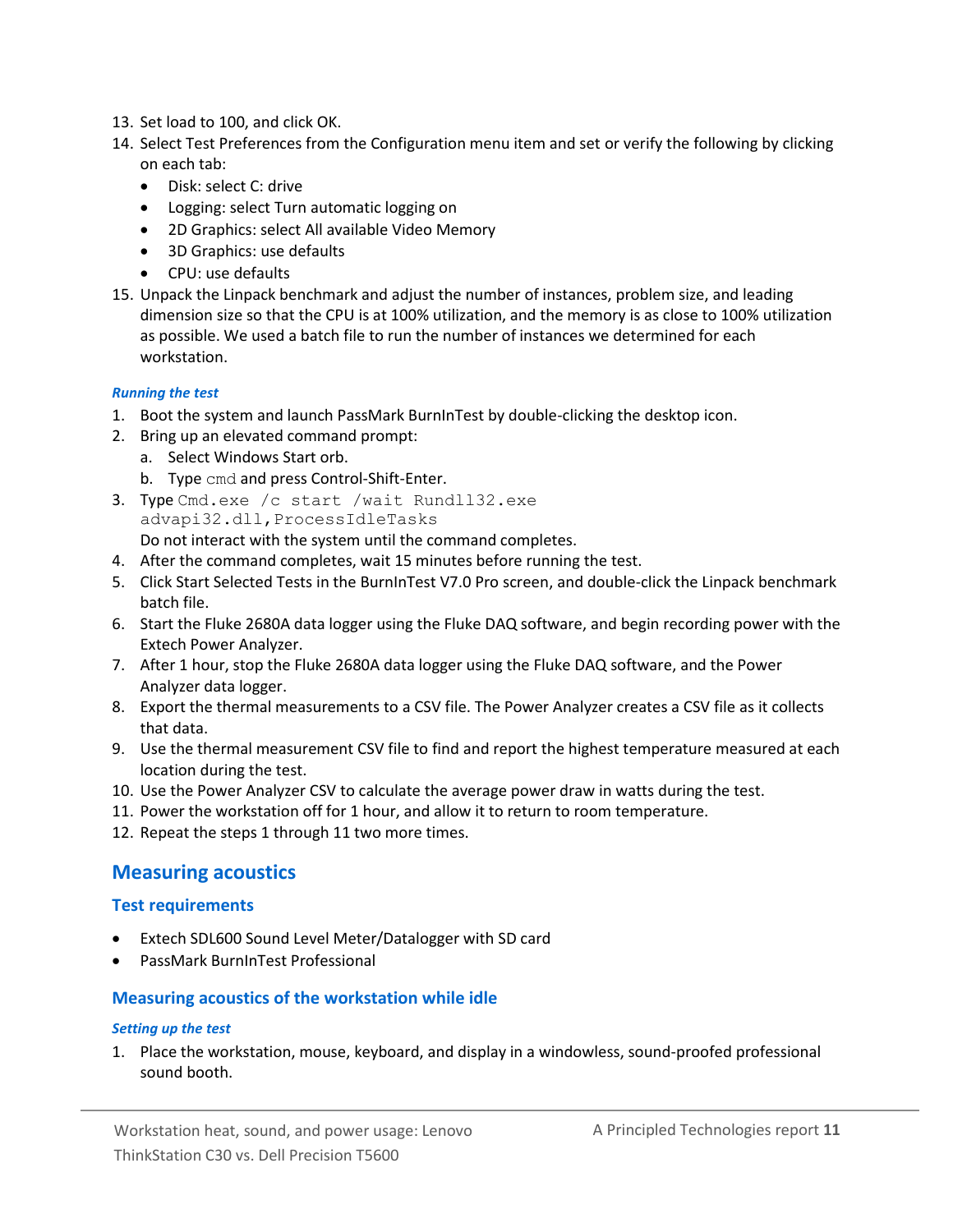13. Set load to 100, and click OK.
14. Select Test Preferences from the Configuration menu item and set or verify the following by clicking on each tab:
    - Disk: select C: drive
    - Logging: select Turn automatic logging on
    - 2D Graphics: select All available Video Memory
    - 3D Graphics: use defaults
    - CPU: use defaults
15. Unpack the Linpack benchmark and adjust the number of instances, problem size, and leading dimension size so that the CPU is at 100% utilization, and the memory is as close to 100% utilization as possible. We used a batch file to run the number of instances we determined for each workstation.

#### *Running the test*

1. Boot the system and launch PassMark BurnInTest by double-clicking the desktop icon.
2. Bring up an elevated command prompt:
    a. Select Windows Start orb.
    b. Type `cmd` and press Control-Shift-Enter.
3. Type `Cmd.exe /c start /wait Rundll32.exe advapi32.dll,ProcessIdleTasks`
   Do not interact with the system until the command completes.
4. After the command completes, wait 15 minutes before running the test.
5. Click Start Selected Tests in the BurnInTest V7.0 Pro screen, and double-click the Linpack benchmark batch file.
6. Start the Fluke 2680A data logger using the Fluke DAQ software, and begin recording power with the Extech Power Analyzer.
7. After 1 hour, stop the Fluke 2680A data logger using the Fluke DAQ software, and the Power Analyzer data logger.
8. Export the thermal measurements to a CSV file. The Power Analyzer creates a CSV file as it collects that data.
9. Use the thermal measurement CSV file to find and report the highest temperature measured at each location during the test.
10. Use the Power Analyzer CSV to calculate the average power draw in watts during the test.
11. Power the workstation off for 1 hour, and allow it to return to room temperature.
12. Repeat the steps 1 through 11 two more times.

## Measuring acoustics

### Test requirements

- Extech SDL600 Sound Level Meter/Datalogger with SD card
- PassMark BurnInTest Professional

### Measuring acoustics of the workstation while idle

#### *Setting up the test*

1. Place the workstation, mouse, keyboard, and display in a windowless, sound-proofed professional sound booth.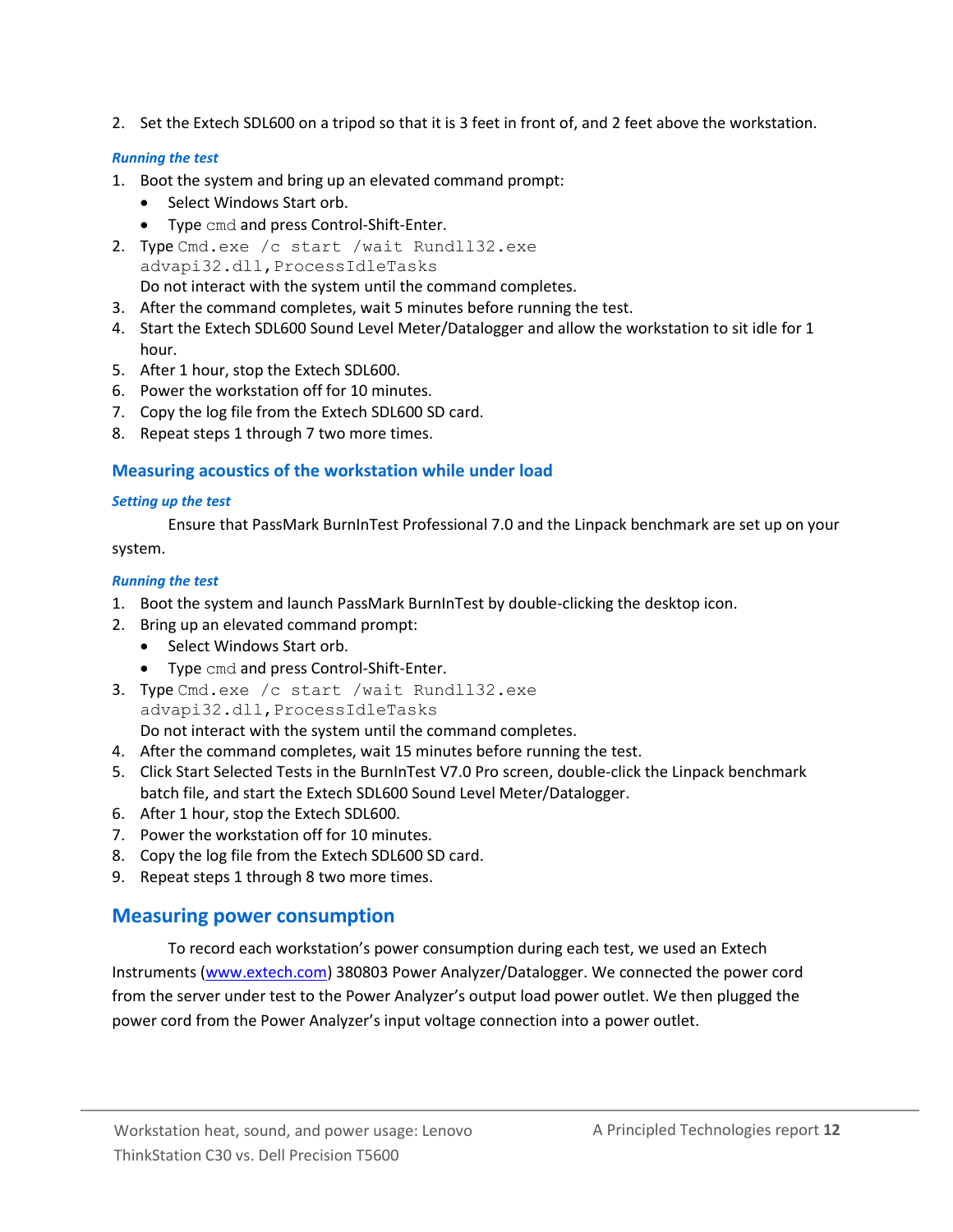2. Set the Extech SDL600 on a tripod so that it is 3 feet in front of, and 2 feet above the workstation.

#### *Running the test*

1. Boot the system and bring up an elevated command prompt:
   - Select Windows Start orb.
   - Type `cmd` and press Control-Shift-Enter.
2. Type `Cmd.exe /c start /wait Rundll32.exe advapi32.dll,ProcessIdleTasks`
   Do not interact with the system until the command completes.
3. After the command completes, wait 5 minutes before running the test.
4. Start the Extech SDL600 Sound Level Meter/Datalogger and allow the workstation to sit idle for 1 hour.
5. After 1 hour, stop the Extech SDL600.
6. Power the workstation off for 10 minutes.
7. Copy the log file from the Extech SDL600 SD card.
8. Repeat steps 1 through 7 two more times.

### Measuring acoustics of the workstation while under load

#### *Setting up the test*

Ensure that PassMark BurnInTest Professional 7.0 and the Linpack benchmark are set up on your system.

#### *Running the test*

1. Boot the system and launch PassMark BurnInTest by double-clicking the desktop icon.
2. Bring up an elevated command prompt:
   - Select Windows Start orb.
   - Type `cmd` and press Control-Shift-Enter.
3. Type `Cmd.exe /c start /wait Rundll32.exe advapi32.dll,ProcessIdleTasks`
   Do not interact with the system until the command completes.
4. After the command completes, wait 15 minutes before running the test.
5. Click Start Selected Tests in the BurnInTest V7.0 Pro screen, double-click the Linpack benchmark batch file, and start the Extech SDL600 Sound Level Meter/Datalogger.
6. After 1 hour, stop the Extech SDL600.
7. Power the workstation off for 10 minutes.
8. Copy the log file from the Extech SDL600 SD card.
9. Repeat steps 1 through 8 two more times.

## Measuring power consumption

To record each workstation's power consumption during each test, we used an Extech Instruments (www.extech.com) 380803 Power Analyzer/Datalogger. We connected the power cord from the server under test to the Power Analyzer's output load power outlet. We then plugged the power cord from the Power Analyzer's input voltage connection into a power outlet.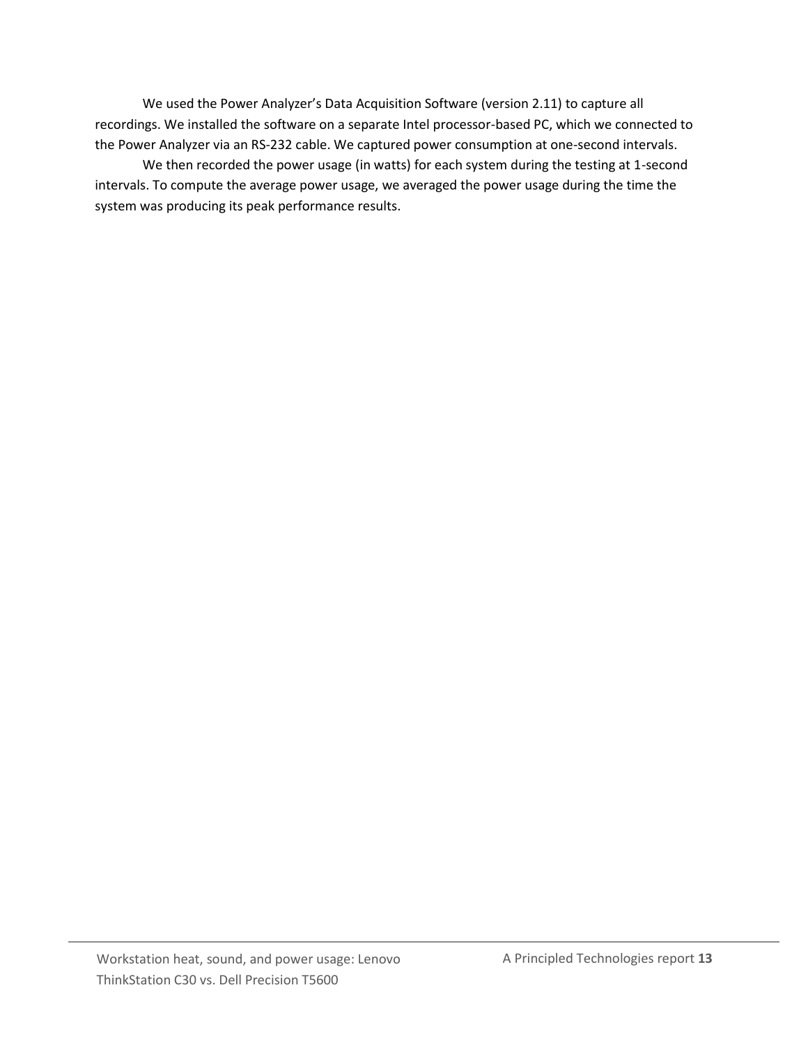We used the Power Analyzer's Data Acquisition Software (version 2.11) to capture all recordings. We installed the software on a separate Intel processor-based PC, which we connected to the Power Analyzer via an RS-232 cable. We captured power consumption at one-second intervals.

We then recorded the power usage (in watts) for each system during the testing at 1-second intervals. To compute the average power usage, we averaged the power usage during the time the system was producing its peak performance results.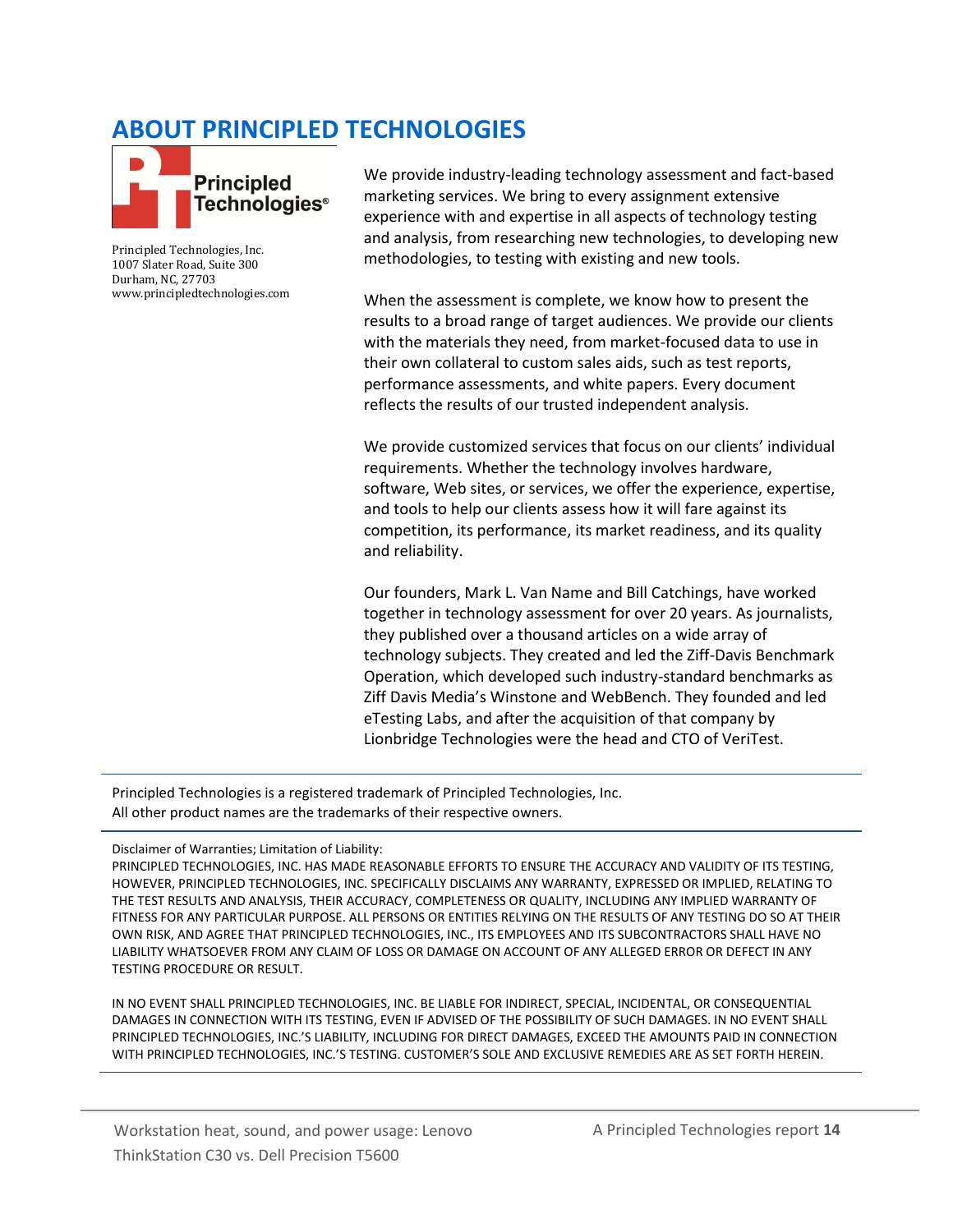# ABOUT PRINCIPLED TECHNOLOGIES

Principled Technologies, Inc.
1007 Slater Road, Suite 300
Durham, NC, 27703
www.principledtechnologies.com

We provide industry-leading technology assessment and fact-based marketing services. We bring to every assignment extensive experience with and expertise in all aspects of technology testing and analysis, from researching new technologies, to developing new methodologies, to testing with existing and new tools.

When the assessment is complete, we know how to present the results to a broad range of target audiences. We provide our clients with the materials they need, from market-focused data to use in their own collateral to custom sales aids, such as test reports, performance assessments, and white papers. Every document reflects the results of our trusted independent analysis.

We provide customized services that focus on our clients' individual requirements. Whether the technology involves hardware, software, Web sites, or services, we offer the experience, expertise, and tools to help our clients assess how it will fare against its competition, its performance, its market readiness, and its quality and reliability.

Our founders, Mark L. Van Name and Bill Catchings, have worked together in technology assessment for over 20 years. As journalists, they published over a thousand articles on a wide array of technology subjects. They created and led the Ziff-Davis Benchmark Operation, which developed such industry-standard benchmarks as Ziff Davis Media's Winstone and WebBench. They founded and led eTesting Labs, and after the acquisition of that company by Lionbridge Technologies were the head and CTO of VeriTest.

Principled Technologies is a registered trademark of Principled Technologies, Inc.
All other product names are the trademarks of their respective owners.

Disclaimer of Warranties; Limitation of Liability:
PRINCIPLED TECHNOLOGIES, INC. HAS MADE REASONABLE EFFORTS TO ENSURE THE ACCURACY AND VALIDITY OF ITS TESTING, HOWEVER, PRINCIPLED TECHNOLOGIES, INC. SPECIFICALLY DISCLAIMS ANY WARRANTY, EXPRESSED OR IMPLIED, RELATING TO THE TEST RESULTS AND ANALYSIS, THEIR ACCURACY, COMPLETENESS OR QUALITY, INCLUDING ANY IMPLIED WARRANTY OF FITNESS FOR ANY PARTICULAR PURPOSE. ALL PERSONS OR ENTITIES RELYING ON THE RESULTS OF ANY TESTING DO SO AT THEIR OWN RISK, AND AGREE THAT PRINCIPLED TECHNOLOGIES, INC., ITS EMPLOYEES AND ITS SUBCONTRACTORS SHALL HAVE NO LIABILITY WHATSOEVER FROM ANY CLAIM OF LOSS OR DAMAGE ON ACCOUNT OF ANY ALLEGED ERROR OR DEFECT IN ANY TESTING PROCEDURE OR RESULT.

IN NO EVENT SHALL PRINCIPLED TECHNOLOGIES, INC. BE LIABLE FOR INDIRECT, SPECIAL, INCIDENTAL, OR CONSEQUENTIAL DAMAGES IN CONNECTION WITH ITS TESTING, EVEN IF ADVISED OF THE POSSIBILITY OF SUCH DAMAGES. IN NO EVENT SHALL PRINCIPLED TECHNOLOGIES, INC.'S LIABILITY, INCLUDING FOR DIRECT DAMAGES, EXCEED THE AMOUNTS PAID IN CONNECTION WITH PRINCIPLED TECHNOLOGIES, INC.'S TESTING. CUSTOMER'S SOLE AND EXCLUSIVE REMEDIES ARE AS SET FORTH HEREIN.